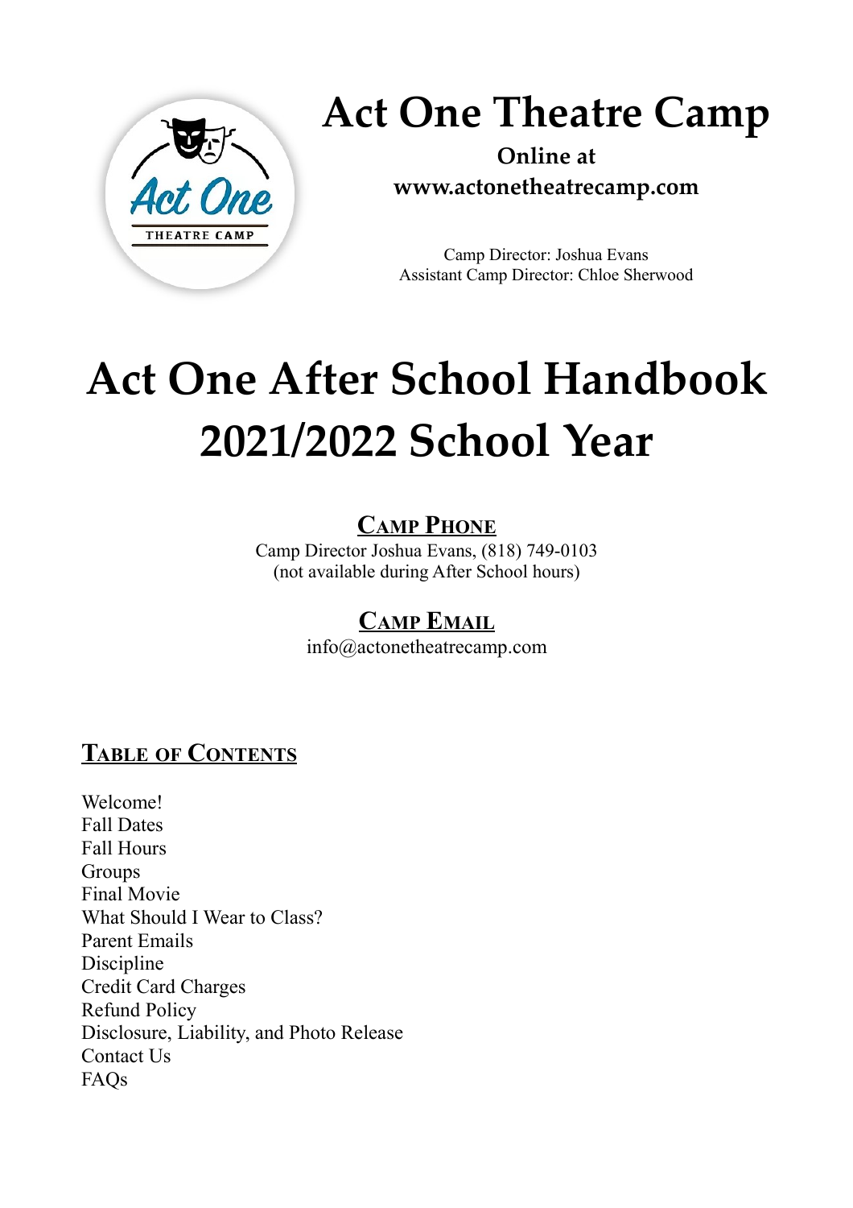# Act One Theatre Camp

**Online at**
**www.actonetheatrecamp.com**

Camp Director: Joshua Evans
Assistant Camp Director: Chloe Sherwood

# Act One After School Handbook 2021/2022 School Year

## Camp Phone

Camp Director Joshua Evans, (818) 749-0103
(not available during After School hours)

## Camp Email

info@actonetheatrecamp.com

## Table of Contents

Welcome!
Fall Dates
Fall Hours
Groups
Final Movie
What Should I Wear to Class?
Parent Emails
Discipline
Credit Card Charges
Refund Policy
Disclosure, Liability, and Photo Release
Contact Us
FAQs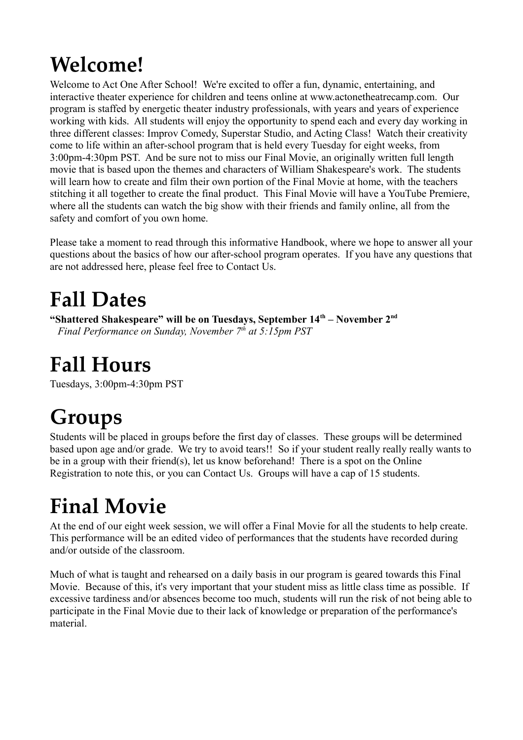# Welcome!

Welcome to Act One After School! We're excited to offer a fun, dynamic, entertaining, and interactive theater experience for children and teens online at www.actonetheatrecamp.com. Our program is staffed by energetic theater industry professionals, with years and years of experience working with kids. All students will enjoy the opportunity to spend each and every day working in three different classes: Improv Comedy, Superstar Studio, and Acting Class! Watch their creativity come to life within an after-school program that is held every Tuesday for eight weeks, from 3:00pm-4:30pm PST. And be sure not to miss our Final Movie, an originally written full length movie that is based upon the themes and characters of William Shakespeare's work. The students will learn how to create and film their own portion of the Final Movie at home, with the teachers stitching it all together to create the final product. This Final Movie will have a YouTube Premiere, where all the students can watch the big show with their friends and family online, all from the safety and comfort of you own home.

Please take a moment to read through this informative Handbook, where we hope to answer all your questions about the basics of how our after-school program operates. If you have any questions that are not addressed here, please feel free to Contact Us.

# Fall Dates

**"Shattered Shakespeare" will be on Tuesdays, September 14th – November 2nd**
*Final Performance on Sunday, November 7th at 5:15pm PST*

# Fall Hours

Tuesdays, 3:00pm-4:30pm PST

# Groups

Students will be placed in groups before the first day of classes. These groups will be determined based upon age and/or grade. We try to avoid tears!! So if your student really really really wants to be in a group with their friend(s), let us know beforehand! There is a spot on the Online Registration to note this, or you can Contact Us. Groups will have a cap of 15 students.

# Final Movie

At the end of our eight week session, we will offer a Final Movie for all the students to help create. This performance will be an edited video of performances that the students have recorded during and/or outside of the classroom.

Much of what is taught and rehearsed on a daily basis in our program is geared towards this Final Movie. Because of this, it's very important that your student miss as little class time as possible. If excessive tardiness and/or absences become too much, students will run the risk of not being able to participate in the Final Movie due to their lack of knowledge or preparation of the performance's material.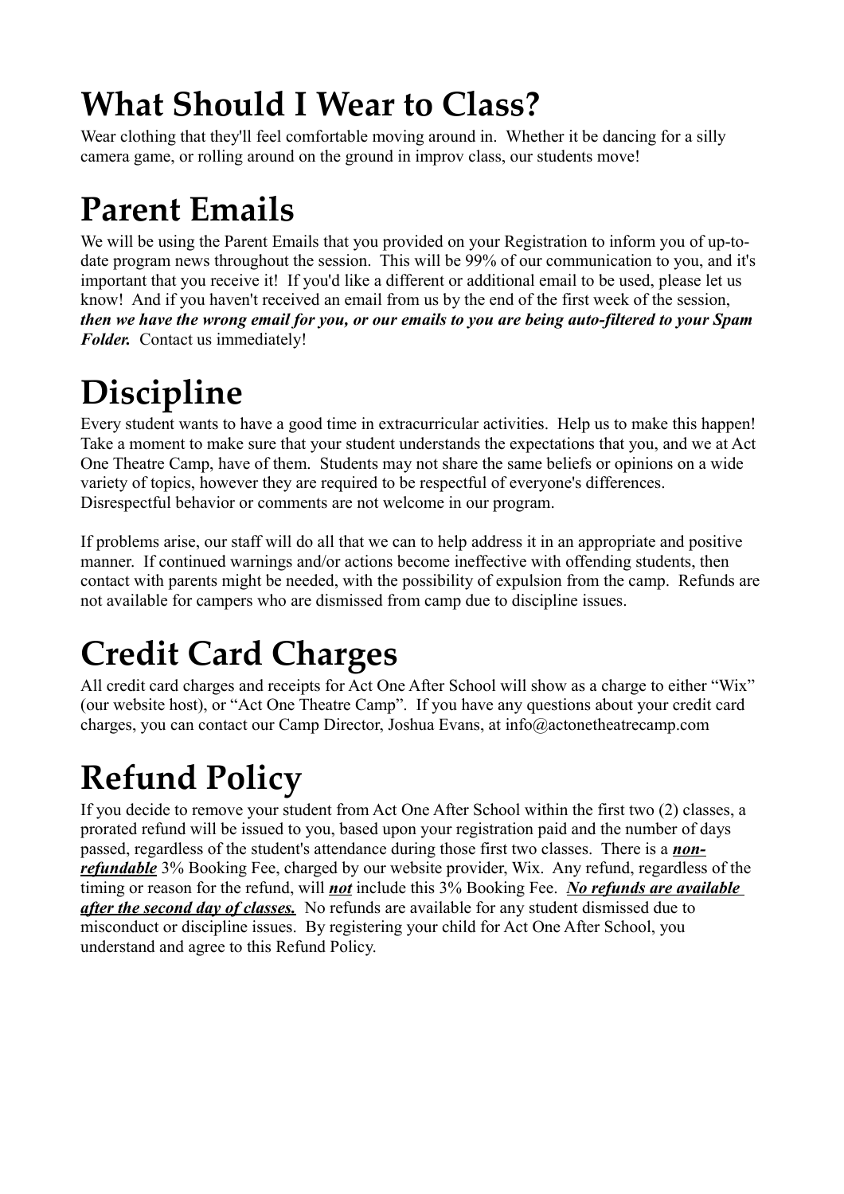# What Should I Wear to Class?

Wear clothing that they'll feel comfortable moving around in. Whether it be dancing for a silly camera game, or rolling around on the ground in improv class, our students move!

# Parent Emails

We will be using the Parent Emails that you provided on your Registration to inform you of up-to-date program news throughout the session. This will be 99% of our communication to you, and it's important that you receive it! If you'd like a different or additional email to be used, please let us know! And if you haven't received an email from us by the end of the first week of the session, ***then we have the wrong email for you, or our emails to you are being auto-filtered to your Spam Folder.*** Contact us immediately!

# Discipline

Every student wants to have a good time in extracurricular activities. Help us to make this happen! Take a moment to make sure that your student understands the expectations that you, and we at Act One Theatre Camp, have of them. Students may not share the same beliefs or opinions on a wide variety of topics, however they are required to be respectful of everyone's differences. Disrespectful behavior or comments are not welcome in our program.

If problems arise, our staff will do all that we can to help address it in an appropriate and positive manner. If continued warnings and/or actions become ineffective with offending students, then contact with parents might be needed, with the possibility of expulsion from the camp. Refunds are not available for campers who are dismissed from camp due to discipline issues.

# Credit Card Charges

All credit card charges and receipts for Act One After School will show as a charge to either "Wix" (our website host), or "Act One Theatre Camp". If you have any questions about your credit card charges, you can contact our Camp Director, Joshua Evans, at info@actonetheatrecamp.com

# Refund Policy

If you decide to remove your student from Act One After School within the first two (2) classes, a prorated refund will be issued to you, based upon your registration paid and the number of days passed, regardless of the student's attendance during those first two classes. There is a ***non-refundable*** 3% Booking Fee, charged by our website provider, Wix. Any refund, regardless of the timing or reason for the refund, will ***not*** include this 3% Booking Fee. ***No refunds are available after the second day of classes.*** No refunds are available for any student dismissed due to misconduct or discipline issues. By registering your child for Act One After School, you understand and agree to this Refund Policy.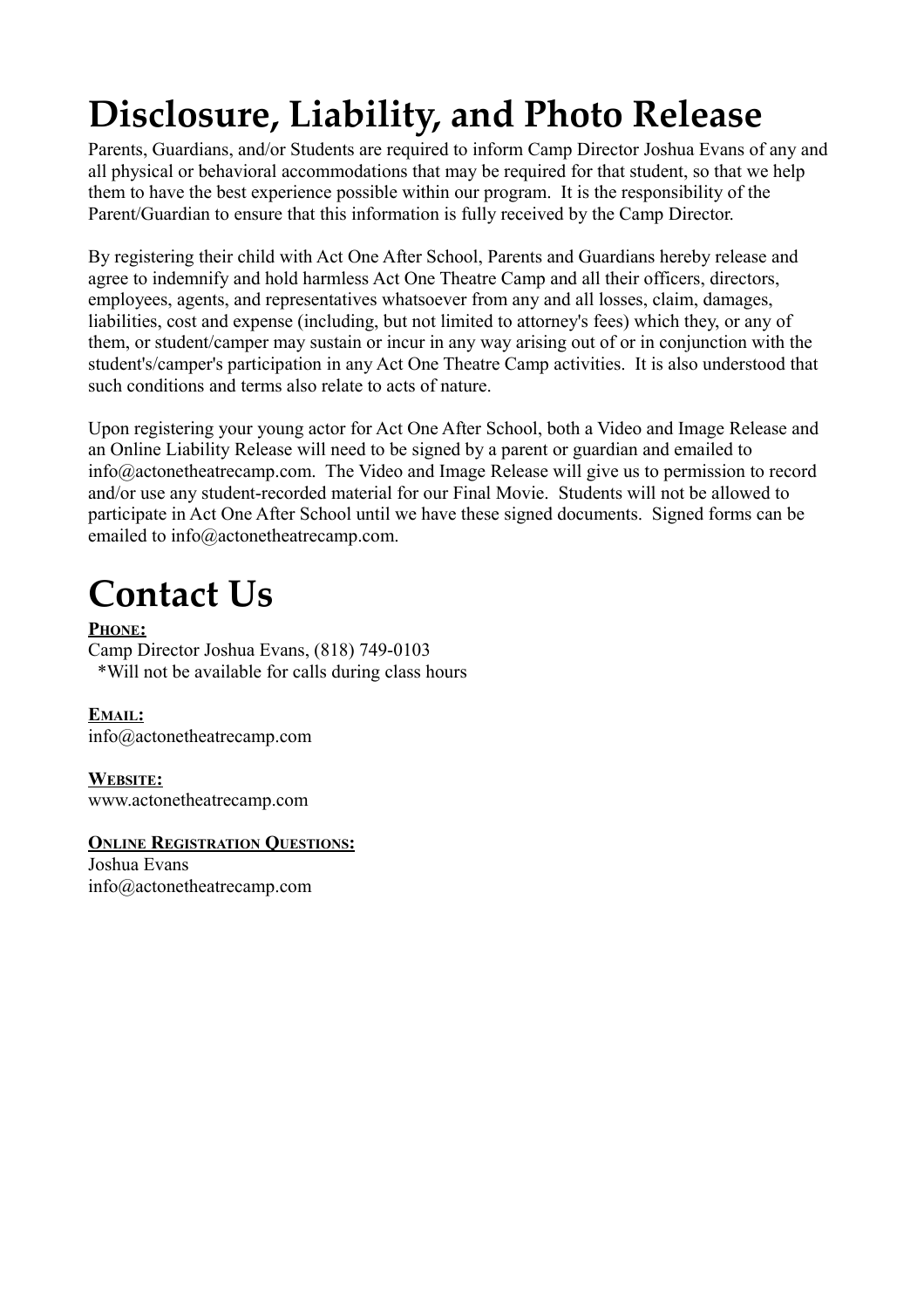# Disclosure, Liability, and Photo Release

Parents, Guardians, and/or Students are required to inform Camp Director Joshua Evans of any and all physical or behavioral accommodations that may be required for that student, so that we help them to have the best experience possible within our program. It is the responsibility of the Parent/Guardian to ensure that this information is fully received by the Camp Director.

By registering their child with Act One After School, Parents and Guardians hereby release and agree to indemnify and hold harmless Act One Theatre Camp and all their officers, directors, employees, agents, and representatives whatsoever from any and all losses, claim, damages, liabilities, cost and expense (including, but not limited to attorney's fees) which they, or any of them, or student/camper may sustain or incur in any way arising out of or in conjunction with the student's/camper's participation in any Act One Theatre Camp activities. It is also understood that such conditions and terms also relate to acts of nature.

Upon registering your young actor for Act One After School, both a Video and Image Release and an Online Liability Release will need to be signed by a parent or guardian and emailed to info@actonetheatrecamp.com. The Video and Image Release will give us to permission to record and/or use any student-recorded material for our Final Movie. Students will not be allowed to participate in Act One After School until we have these signed documents. Signed forms can be emailed to info@actonetheatrecamp.com.

# Contact Us

**PHONE:**

Camp Director Joshua Evans, (818) 749-0103
*Will not be available for calls during class hours

**EMAIL:**

info@actonetheatrecamp.com

**WEBSITE:**

www.actonetheatrecamp.com

**ONLINE REGISTRATION QUESTIONS:**

Joshua Evans
info@actonetheatrecamp.com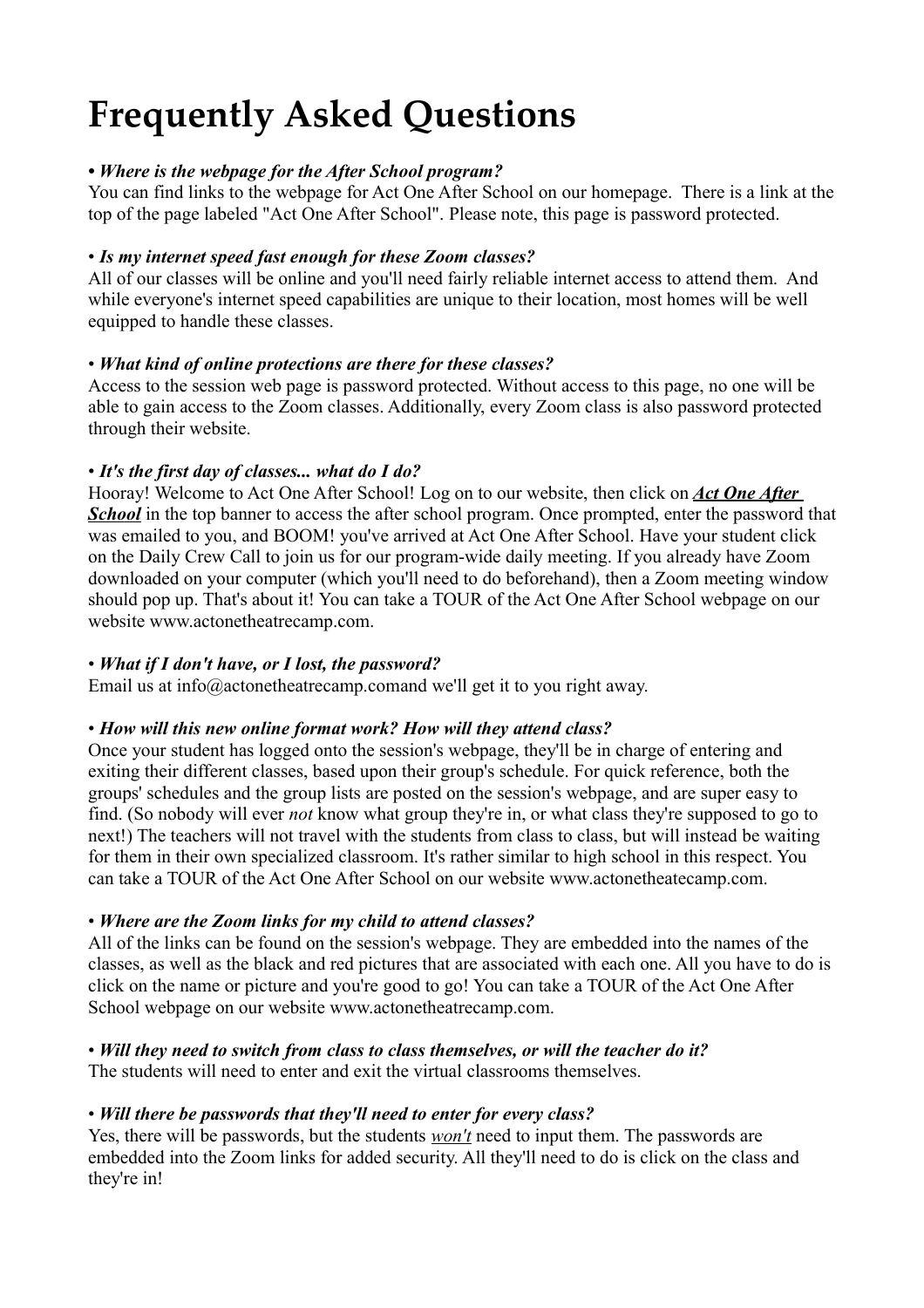# Frequently Asked Questions

***• Where is the webpage for the After School program?***
You can find links to the webpage for Act One After School on our homepage.  There is a link at the top of the page labeled "Act One After School". Please note, this page is password protected.

***• Is my internet speed fast enough for these Zoom classes?***
All of our classes will be online and you'll need fairly reliable internet access to attend them.  And while everyone's internet speed capabilities are unique to their location, most homes will be well equipped to handle these classes.

***• What kind of online protections are there for these classes?***
Access to the session web page is password protected. Without access to this page, no one will be able to gain access to the Zoom classes. Additionally, every Zoom class is also password protected through their website.

***• It's the first day of classes... what do I do?***
Hooray! Welcome to Act One After School! Log on to our website, then click on ***Act One After School*** in the top banner to access the after school program. Once prompted, enter the password that was emailed to you, and BOOM! you've arrived at Act One After School. Have your student click on the Daily Crew Call to join us for our program-wide daily meeting. If you already have Zoom downloaded on your computer (which you'll need to do beforehand), then a Zoom meeting window should pop up. That's about it! You can take a TOUR of the Act One After School webpage on our website www.actonetheatrecamp.com.

***• What if I don't have, or I lost, the password?***
Email us at info@actonetheatrecamp.comand we'll get it to you right away.

***• How will this new online format work? How will they attend class?***
Once your student has logged onto the session's webpage, they'll be in charge of entering and exiting their different classes, based upon their group's schedule. For quick reference, both the groups' schedules and the group lists are posted on the session's webpage, and are super easy to find. (So nobody will ever *not* know what group they're in, or what class they're supposed to go to next!) The teachers will not travel with the students from class to class, but will instead be waiting for them in their own specialized classroom. It's rather similar to high school in this respect. You can take a TOUR of the Act One After School on our website www.actonetheatecamp.com.

***• Where are the Zoom links for my child to attend classes?***
All of the links can be found on the session's webpage. They are embedded into the names of the classes, as well as the black and red pictures that are associated with each one. All you have to do is click on the name or picture and you're good to go! You can take a TOUR of the Act One After School webpage on our website www.actonetheatrecamp.com.

***• Will they need to switch from class to class themselves, or will the teacher do it?***
The students will need to enter and exit the virtual classrooms themselves.

***• Will there be passwords that they'll need to enter for every class?***
Yes, there will be passwords, but the students *won't* need to input them. The passwords are embedded into the Zoom links for added security. All they'll need to do is click on the class and they're in!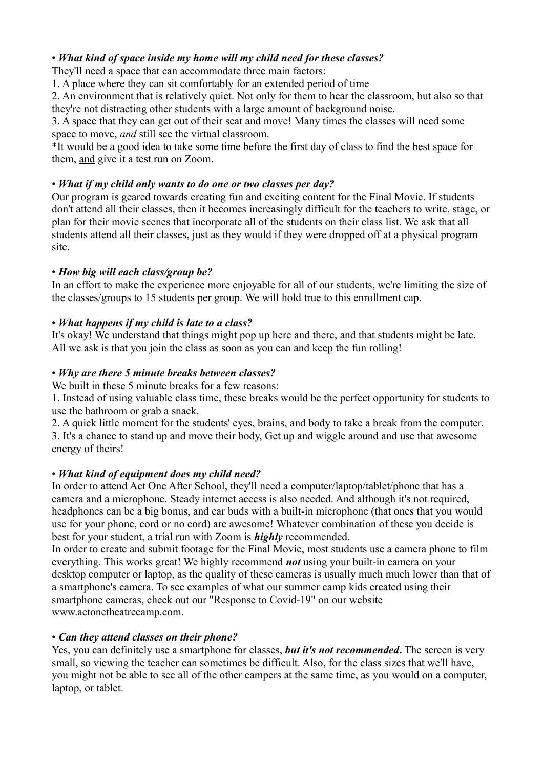• ***What kind of space inside my home will my child need for these classes?***

They'll need a space that can accommodate three main factors:

1. A place where they can sit comfortably for an extended period of time
2. An environment that is relatively quiet. Not only for them to hear the classroom, but also so that they're not distracting other students with a large amount of background noise.
3. A space that they can get out of their seat and move! Many times the classes will need some space to move, *and* still see the virtual classroom.

*It would be a good idea to take some time before the first day of class to find the best space for them, <u>and</u> give it a test run on Zoom.

• ***What if my child only wants to do one or two classes per day?***

Our program is geared towards creating fun and exciting content for the Final Movie. If students don't attend all their classes, then it becomes increasingly difficult for the teachers to write, stage, or plan for their movie scenes that incorporate all of the students on their class list. We ask that all students attend all their classes, just as they would if they were dropped off at a physical program site.

• ***How big will each class/group be?***

In an effort to make the experience more enjoyable for all of our students, we're limiting the size of the classes/groups to 15 students per group. We will hold true to this enrollment cap.

• ***What happens if my child is late to a class?***

It's okay! We understand that things might pop up here and there, and that students might be late. All we ask is that you join the class as soon as you can and keep the fun rolling!

• ***Why are there 5 minute breaks between classes?***

We built in these 5 minute breaks for a few reasons:

1. Instead of using valuable class time, these breaks would be the perfect opportunity for students to use the bathroom or grab a snack.
2. A quick little moment for the students' eyes, brains, and body to take a break from the computer.
3. It's a chance to stand up and move their body, Get up and wiggle around and use that awesome energy of theirs!

• ***What kind of equipment does my child need?***

In order to attend Act One After School, they'll need a computer/laptop/tablet/phone that has a camera and a microphone. Steady internet access is also needed. And although it's not required, headphones can be a big bonus, and ear buds with a built-in microphone (that ones that you would use for your phone, cord or no cord) are awesome! Whatever combination of these you decide is best for your student, a trial run with Zoom is ***highly*** recommended.

In order to create and submit footage for the Final Movie, most students use a camera phone to film everything. This works great! We highly recommend ***not*** using your built-in camera on your desktop computer or laptop, as the quality of these cameras is usually much much lower than that of a smartphone's camera. To see examples of what our summer camp kids created using their smartphone cameras, check out our "Response to Covid-19" on our website www.actonetheatrecamp.com.

• ***Can they attend classes on their phone?***

Yes, you can definitely use a smartphone for classes, ***but it's not recommended*****.** The screen is very small, so viewing the teacher can sometimes be difficult. Also, for the class sizes that we'll have, you might not be able to see all of the other campers at the same time, as you would on a computer, laptop, or tablet.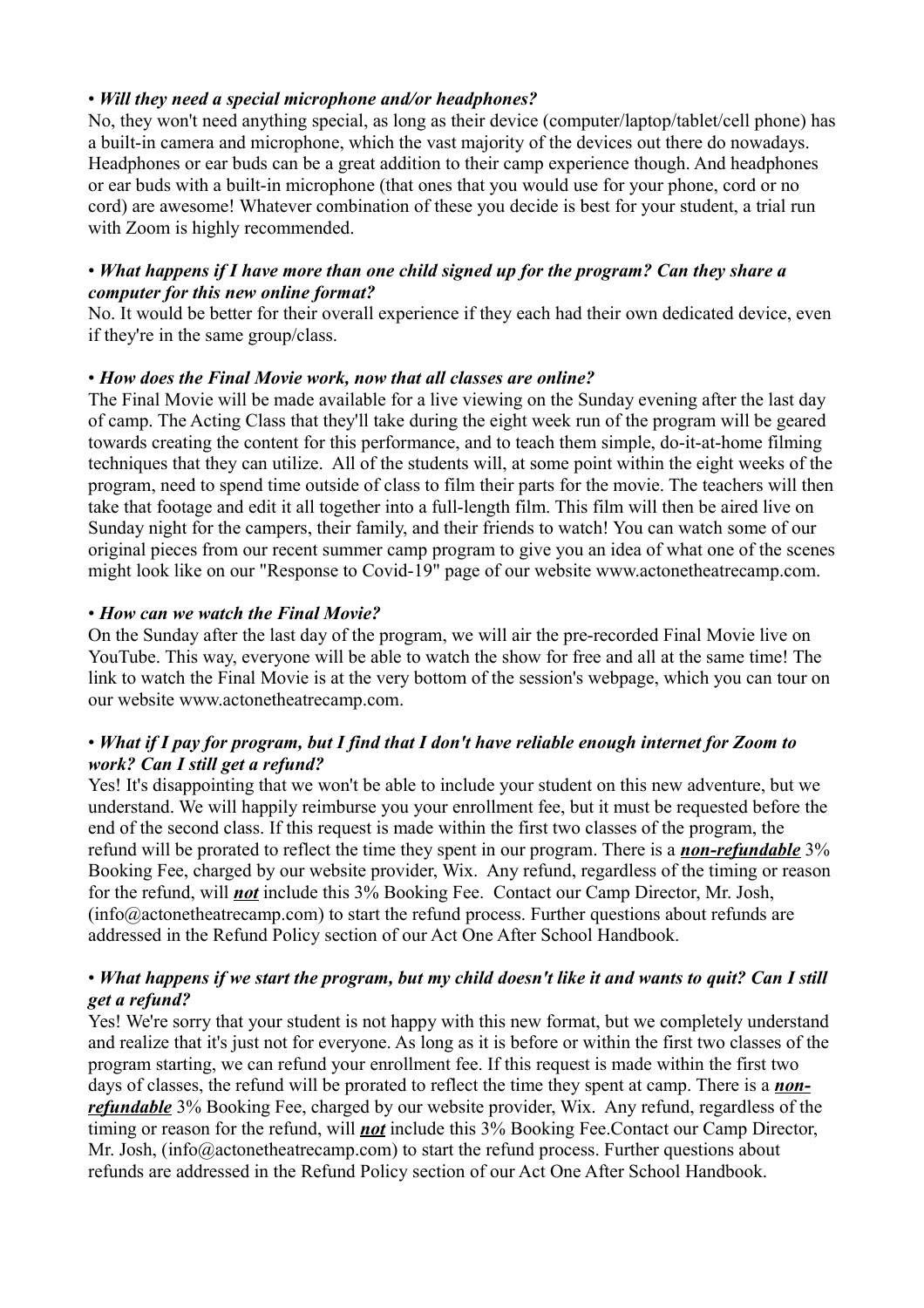• ***Will they need a special microphone and/or headphones?***

No, they won't need anything special, as long as their device (computer/laptop/tablet/cell phone) has a built-in camera and microphone, which the vast majority of the devices out there do nowadays. Headphones or ear buds can be a great addition to their camp experience though. And headphones or ear buds with a built-in microphone (that ones that you would use for your phone, cord or no cord) are awesome! Whatever combination of these you decide is best for your student, a trial run with Zoom is highly recommended.

• ***What happens if I have more than one child signed up for the program? Can they share a computer for this new online format?***

No. It would be better for their overall experience if they each had their own dedicated device, even if they're in the same group/class.

• ***How does the Final Movie work, now that all classes are online?***

The Final Movie will be made available for a live viewing on the Sunday evening after the last day of camp. The Acting Class that they'll take during the eight week run of the program will be geared towards creating the content for this performance, and to teach them simple, do-it-at-home filming techniques that they can utilize. All of the students will, at some point within the eight weeks of the program, need to spend time outside of class to film their parts for the movie. The teachers will then take that footage and edit it all together into a full-length film. This film will then be aired live on Sunday night for the campers, their family, and their friends to watch! You can watch some of our original pieces from our recent summer camp program to give you an idea of what one of the scenes might look like on our "Response to Covid-19" page of our website www.actonetheatrecamp.com.

• ***How can we watch the Final Movie?***

On the Sunday after the last day of the program, we will air the pre-recorded Final Movie live on YouTube. This way, everyone will be able to watch the show for free and all at the same time! The link to watch the Final Movie is at the very bottom of the session's webpage, which you can tour on our website www.actonetheatrecamp.com.

• ***What if I pay for program, but I find that I don't have reliable enough internet for Zoom to work? Can I still get a refund?***

Yes! It's disappointing that we won't be able to include your student on this new adventure, but we understand. We will happily reimburse you your enrollment fee, but it must be requested before the end of the second class. If this request is made within the first two classes of the program, the refund will be prorated to reflect the time they spent in our program. There is a ***<u>non-refundable</u>*** 3% Booking Fee, charged by our website provider, Wix. Any refund, regardless of the timing or reason for the refund, will ***<u>not</u>*** include this 3% Booking Fee. Contact our Camp Director, Mr. Josh, (info@actonetheatrecamp.com) to start the refund process. Further questions about refunds are addressed in the Refund Policy section of our Act One After School Handbook.

• ***What happens if we start the program, but my child doesn't like it and wants to quit? Can I still get a refund?***

Yes! We're sorry that your student is not happy with this new format, but we completely understand and realize that it's just not for everyone. As long as it is before or within the first two classes of the program starting, we can refund your enrollment fee. If this request is made within the first two days of classes, the refund will be prorated to reflect the time they spent at camp. There is a ***<u>non-refundable</u>*** 3% Booking Fee, charged by our website provider, Wix. Any refund, regardless of the timing or reason for the refund, will ***<u>not</u>*** include this 3% Booking Fee.Contact our Camp Director, Mr. Josh, (info@actonetheatrecamp.com) to start the refund process. Further questions about refunds are addressed in the Refund Policy section of our Act One After School Handbook.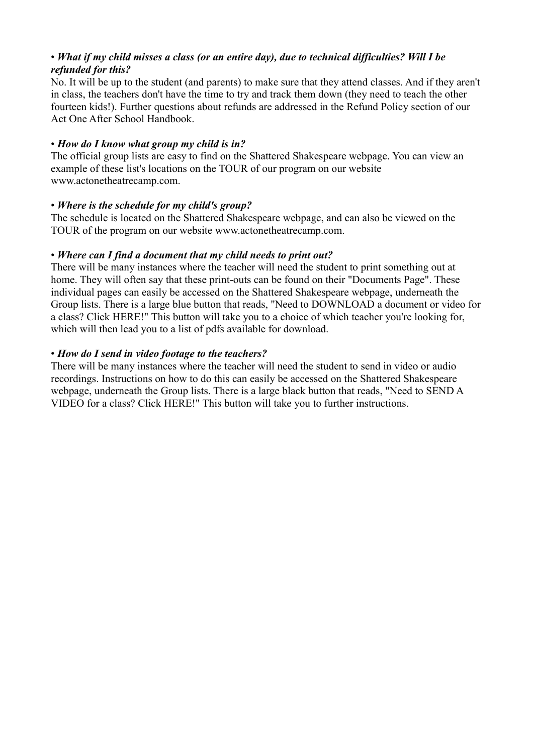- ***What if my child misses a class (or an entire day), due to technical difficulties? Will I be refunded for this?***

No. It will be up to the student (and parents) to make sure that they attend classes. And if they aren't in class, the teachers don't have the time to try and track them down (they need to teach the other fourteen kids!). Further questions about refunds are addressed in the Refund Policy section of our Act One After School Handbook.

- ***How do I know what group my child is in?***

The official group lists are easy to find on the Shattered Shakespeare webpage. You can view an example of these list's locations on the TOUR of our program on our website www.actonetheatrecamp.com.

- ***Where is the schedule for my child's group?***

The schedule is located on the Shattered Shakespeare webpage, and can also be viewed on the TOUR of the program on our website www.actonetheatrecamp.com.

- ***Where can I find a document that my child needs to print out?***

There will be many instances where the teacher will need the student to print something out at home. They will often say that these print-outs can be found on their "Documents Page". These individual pages can easily be accessed on the Shattered Shakespeare webpage, underneath the Group lists. There is a large blue button that reads, "Need to DOWNLOAD a document or video for a class? Click HERE!" This button will take you to a choice of which teacher you're looking for, which will then lead you to a list of pdfs available for download.

- ***How do I send in video footage to the teachers?***

There will be many instances where the teacher will need the student to send in video or audio recordings. Instructions on how to do this can easily be accessed on the Shattered Shakespeare webpage, underneath the Group lists. There is a large black button that reads, "Need to SEND A VIDEO for a class? Click HERE!" This button will take you to further instructions.